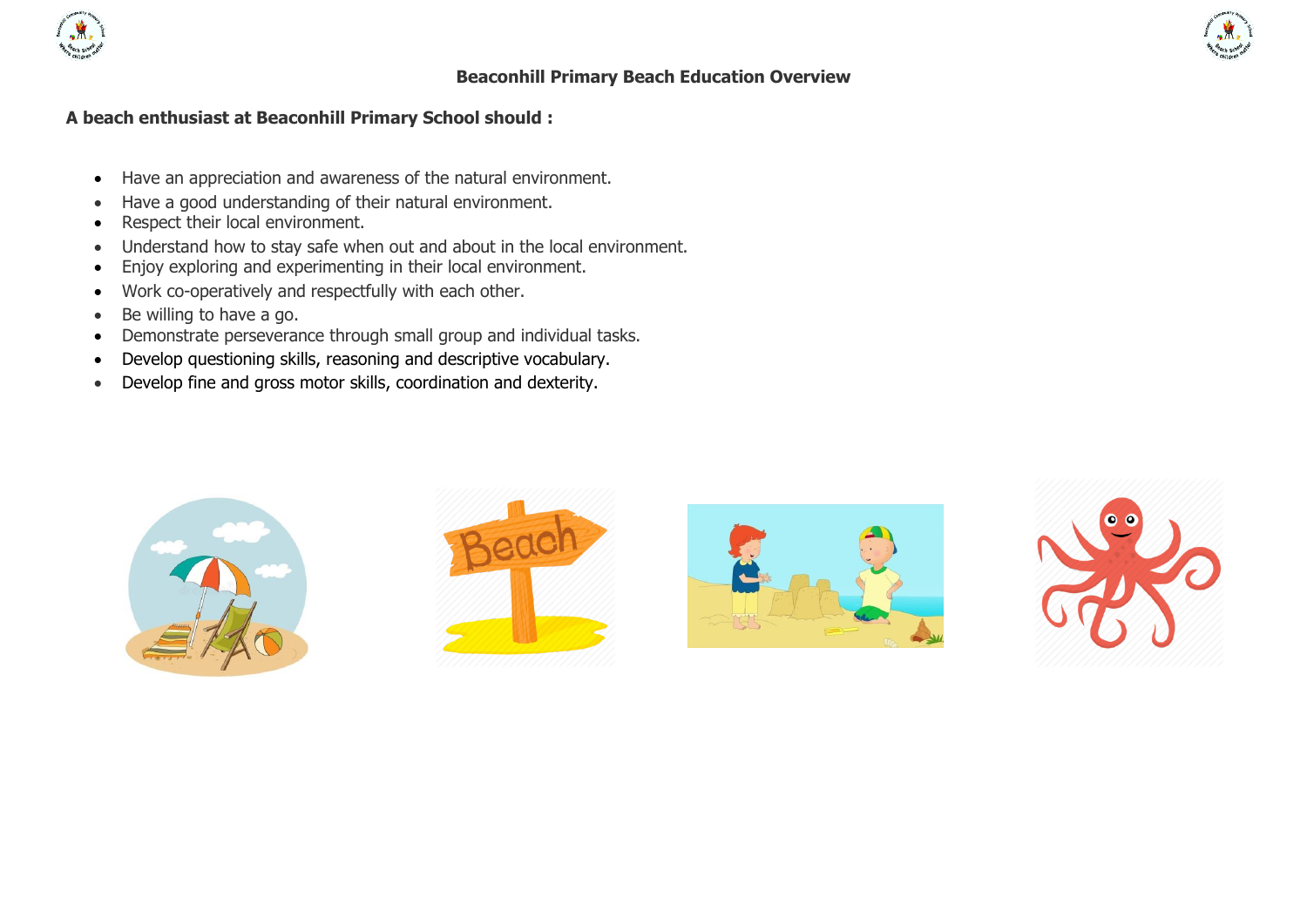# Beaconhill Primary Beach Education Overview

**A beach enthusiast at Beaconhill Primary School should :**

- Have an appreciation and awareness of the natural environment.
- Have a good understanding of their natural environment.
- Respect their local environment.
- Understand how to stay safe when out and about in the local environment.
- Enjoy exploring and experimenting in their local environment.
- Work co-operatively and respectfully with each other.
- Be willing to have a go.
- Demonstrate perseverance through small group and individual tasks.
- Develop questioning skills, reasoning and descriptive vocabulary.
- Develop fine and gross motor skills, coordination and dexterity.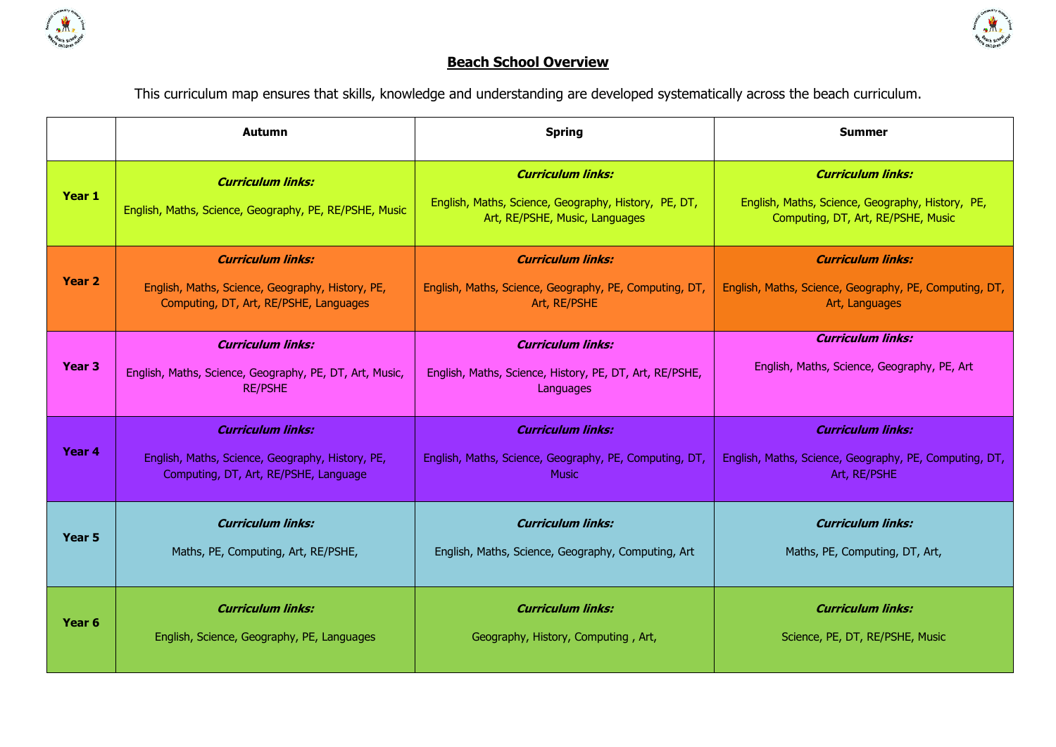# Beach School Overview

This curriculum map ensures that skills, knowledge and understanding are developed systematically across the beach curriculum.

| | Autumn | Spring | Summer |
|---|---|---|---|
| **Year 1** | ***Curriculum links:*** English, Maths, Science, Geography, PE, RE/PSHE, Music | ***Curriculum links:*** English, Maths, Science, Geography, History, PE, DT, Art, RE/PSHE, Music, Languages | ***Curriculum links:*** English, Maths, Science, Geography, History, PE, Computing, DT, Art, RE/PSHE, Music |
| **Year 2** | ***Curriculum links:*** English, Maths, Science, Geography, History, PE, Computing, DT, Art, RE/PSHE, Languages | ***Curriculum links:*** English, Maths, Science, Geography, PE, Computing, DT, Art, RE/PSHE | ***Curriculum links:*** English, Maths, Science, Geography, PE, Computing, DT, Art, Languages |
| **Year 3** | ***Curriculum links:*** English, Maths, Science, Geography, PE, DT, Art, Music, RE/PSHE | ***Curriculum links:*** English, Maths, Science, History, PE, DT, Art, RE/PSHE, Languages | ***Curriculum links:*** English, Maths, Science, Geography, PE, Art |
| **Year 4** | ***Curriculum links:*** English, Maths, Science, Geography, History, PE, Computing, DT, Art, RE/PSHE, Language | ***Curriculum links:*** English, Maths, Science, Geography, PE, Computing, DT, Music | ***Curriculum links:*** English, Maths, Science, Geography, PE, Computing, DT, Art, RE/PSHE |
| **Year 5** | ***Curriculum links:*** Maths, PE, Computing, Art, RE/PSHE, | ***Curriculum links:*** English, Maths, Science, Geography, Computing, Art | ***Curriculum links:*** Maths, PE, Computing, DT, Art, |
| **Year 6** | ***Curriculum links:*** English, Science, Geography, PE, Languages | ***Curriculum links:*** Geography, History, Computing , Art, | ***Curriculum links:*** Science, PE, DT, RE/PSHE, Music |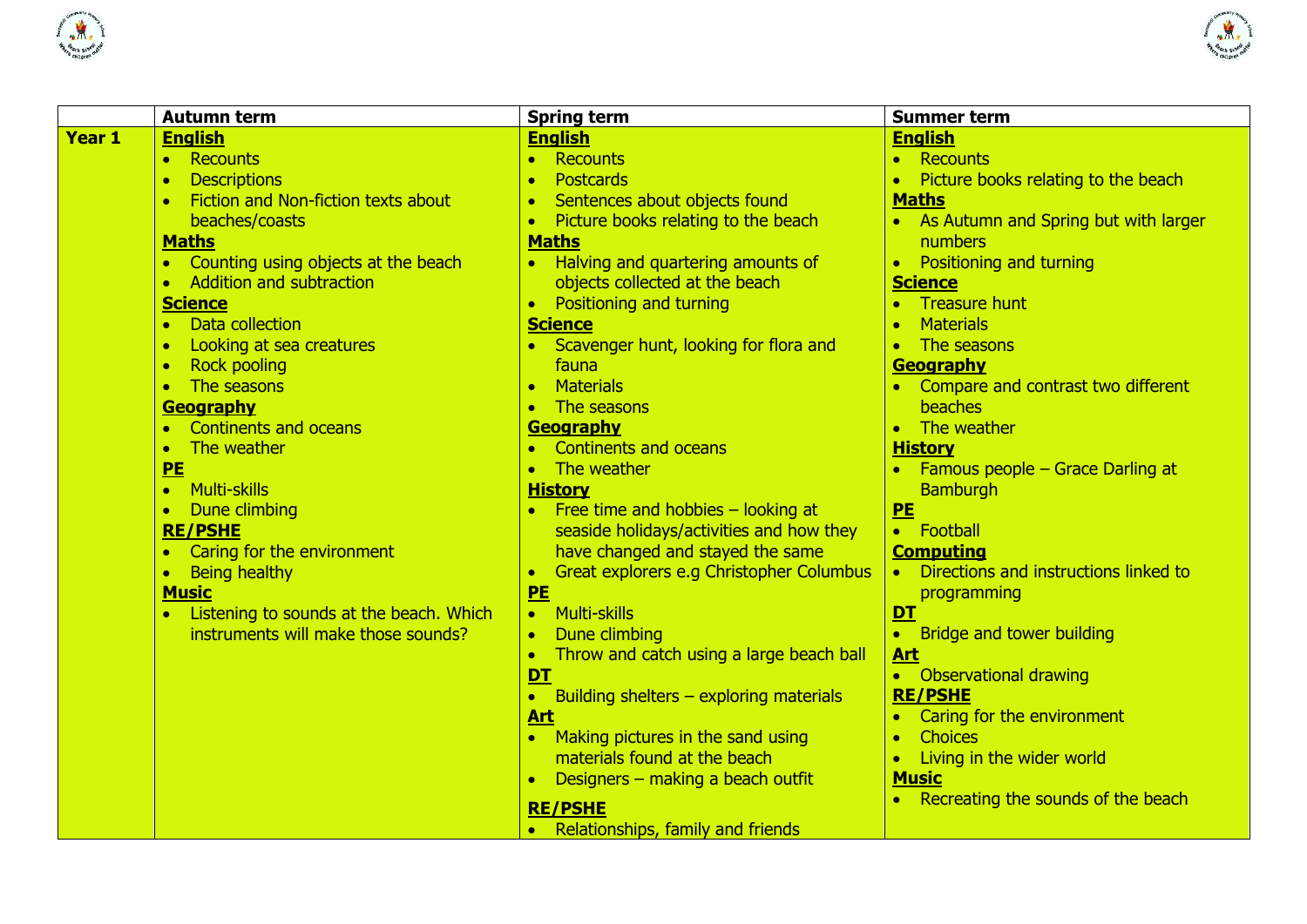| | Autumn term | Spring term | Summer term |
|---|---|---|---|
| **Year 1** | **English**<br>• Recounts<br>• Descriptions<br>• Fiction and Non-fiction texts about beaches/coasts<br>**Maths**<br>• Counting using objects at the beach<br>• Addition and subtraction<br>**Science**<br>• Data collection<br>• Looking at sea creatures<br>• Rock pooling<br>• The seasons<br>**Geography**<br>• Continents and oceans<br>• The weather<br>**PE**<br>• Multi-skills<br>• Dune climbing<br>**RE/PSHE**<br>• Caring for the environment<br>• Being healthy<br>**Music**<br>• Listening to sounds at the beach. Which instruments will make those sounds? | **English**<br>• Recounts<br>• Postcards<br>• Sentences about objects found<br>• Picture books relating to the beach<br>**Maths**<br>• Halving and quartering amounts of objects collected at the beach<br>• Positioning and turning<br>**Science**<br>• Scavenger hunt, looking for flora and fauna<br>• Materials<br>• The seasons<br>**Geography**<br>• Continents and oceans<br>• The weather<br>**History**<br>• Free time and hobbies – looking at seaside holidays/activities and how they have changed and stayed the same<br>• Great explorers e.g Christopher Columbus<br>**PE**<br>• Multi-skills<br>• Dune climbing<br>• Throw and catch using a large beach ball<br>**DT**<br>• Building shelters – exploring materials<br>**Art**<br>• Making pictures in the sand using materials found at the beach<br>• Designers – making a beach outfit<br>**RE/PSHE**<br>• Relationships, family and friends | **English**<br>• Recounts<br>• Picture books relating to the beach<br>**Maths**<br>• As Autumn and Spring but with larger numbers<br>• Positioning and turning<br>**Science**<br>• Treasure hunt<br>• Materials<br>• The seasons<br>**Geography**<br>• Compare and contrast two different beaches<br>• The weather<br>**History**<br>• Famous people – Grace Darling at Bamburgh<br>**PE**<br>• Football<br>**Computing**<br>• Directions and instructions linked to programming<br>**DT**<br>• Bridge and tower building<br>**Art**<br>• Observational drawing<br>**RE/PSHE**<br>• Caring for the environment<br>• Choices<br>• Living in the wider world<br>**Music**<br>• Recreating the sounds of the beach |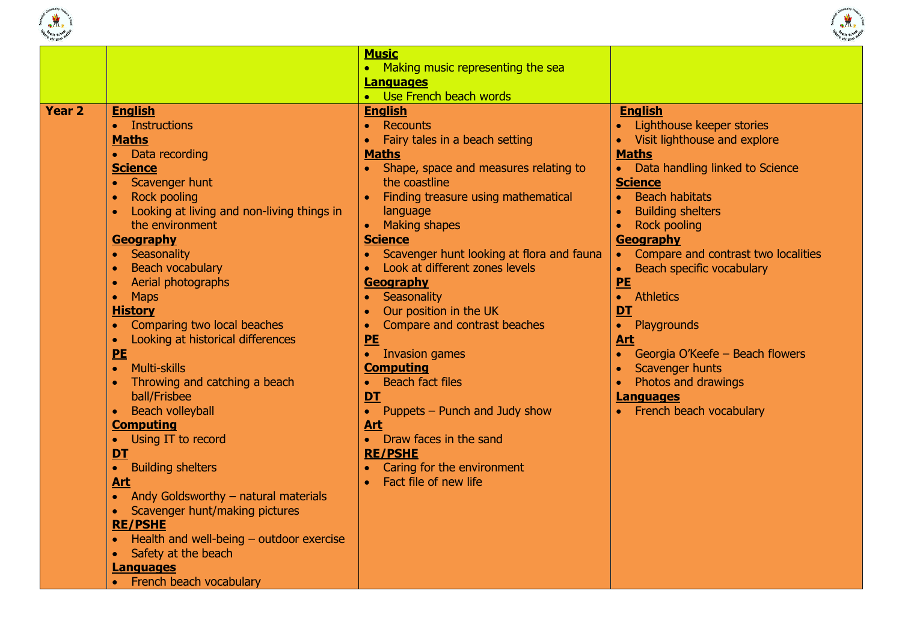| | | | |
|---|---|---|---|
| | | **Music**<br>• Making music representing the sea<br>**Languages**<br>• Use French beach words | |
| **Year 2** | **English**<br>• Instructions<br>**Maths**<br>• Data recording<br>**Science**<br>• Scavenger hunt<br>• Rock pooling<br>• Looking at living and non-living things in the environment<br>**Geography**<br>• Seasonality<br>• Beach vocabulary<br>• Aerial photographs<br>• Maps<br>**History**<br>• Comparing two local beaches<br>• Looking at historical differences<br>**PE**<br>• Multi-skills<br>• Throwing and catching a beach ball/Frisbee<br>• Beach volleyball<br>**Computing**<br>• Using IT to record<br>**DT**<br>• Building shelters<br>**Art**<br>• Andy Goldsworthy – natural materials<br>• Scavenger hunt/making pictures<br>**RE/PSHE**<br>• Health and well-being – outdoor exercise<br>• Safety at the beach<br>**Languages**<br>• French beach vocabulary | **English**<br>• Recounts<br>• Fairy tales in a beach setting<br>**Maths**<br>• Shape, space and measures relating to the coastline<br>• Finding treasure using mathematical language<br>• Making shapes<br>**Science**<br>• Scavenger hunt looking at flora and fauna<br>• Look at different zones levels<br>**Geography**<br>• Seasonality<br>• Our position in the UK<br>• Compare and contrast beaches<br>**PE**<br>• Invasion games<br>**Computing**<br>• Beach fact files<br>**DT**<br>• Puppets – Punch and Judy show<br>**Art**<br>• Draw faces in the sand<br>**RE/PSHE**<br>• Caring for the environment<br>• Fact file of new life | **English**<br>• Lighthouse keeper stories<br>• Visit lighthouse and explore<br>**Maths**<br>• Data handling linked to Science<br>**Science**<br>• Beach habitats<br>• Building shelters<br>• Rock pooling<br>**Geography**<br>• Compare and contrast two localities<br>• Beach specific vocabulary<br>**PE**<br>• Athletics<br>**DT**<br>• Playgrounds<br>**Art**<br>• Georgia O'Keefe – Beach flowers<br>• Scavenger hunts<br>• Photos and drawings<br>**Languages**<br>• French beach vocabulary |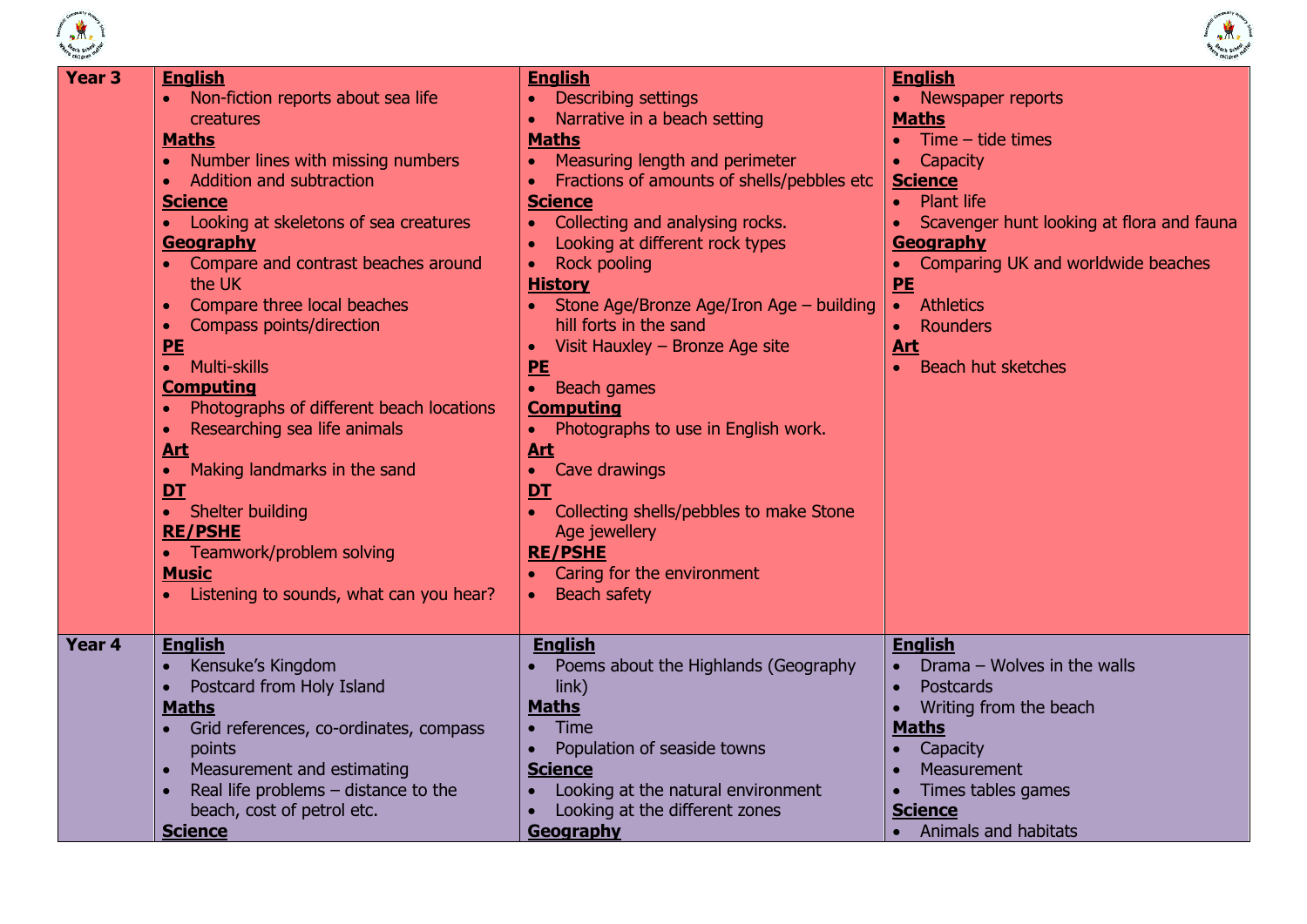| Year 3 | | | |
|---|---|---|---|
| **Year 3** | **English**<br>• Non-fiction reports about sea life creatures<br>**Maths**<br>• Number lines with missing numbers<br>• Addition and subtraction<br>**Science**<br>• Looking at skeletons of sea creatures<br>**Geography**<br>• Compare and contrast beaches around the UK<br>• Compare three local beaches<br>• Compass points/direction<br>**PE**<br>• Multi-skills<br>**Computing**<br>• Photographs of different beach locations<br>• Researching sea life animals<br>**Art**<br>• Making landmarks in the sand<br>**DT**<br>• Shelter building<br>**RE/PSHE**<br>• Teamwork/problem solving<br>**Music**<br>• Listening to sounds, what can you hear? | **English**<br>• Describing settings<br>• Narrative in a beach setting<br>**Maths**<br>• Measuring length and perimeter<br>• Fractions of amounts of shells/pebbles etc<br>**Science**<br>• Collecting and analysing rocks.<br>• Looking at different rock types<br>• Rock pooling<br>**History**<br>• Stone Age/Bronze Age/Iron Age – building hill forts in the sand<br>• Visit Hauxley – Bronze Age site<br>**PE**<br>• Beach games<br>**Computing**<br>• Photographs to use in English work.<br>**Art**<br>• Cave drawings<br>**DT**<br>• Collecting shells/pebbles to make Stone Age jewellery<br>**RE/PSHE**<br>• Caring for the environment<br>• Beach safety | **English**<br>• Newspaper reports<br>**Maths**<br>• Time – tide times<br>• Capacity<br>**Science**<br>• Plant life<br>• Scavenger hunt looking at flora and fauna<br>**Geography**<br>• Comparing UK and worldwide beaches<br>**PE**<br>• Athletics<br>• Rounders<br>**Art**<br>• Beach hut sketches |
| **Year 4** | **English**<br>• Kensuke's Kingdom<br>• Postcard from Holy Island<br>**Maths**<br>• Grid references, co-ordinates, compass points<br>• Measurement and estimating<br>• Real life problems – distance to the beach, cost of petrol etc.<br>**Science** | **English**<br>• Poems about the Highlands (Geography link)<br>**Maths**<br>• Time<br>• Population of seaside towns<br>**Science**<br>• Looking at the natural environment<br>• Looking at the different zones<br>**Geography** | **English**<br>• Drama – Wolves in the walls<br>• Postcards<br>• Writing from the beach<br>**Maths**<br>• Capacity<br>• Measurement<br>• Times tables games<br>**Science**<br>• Animals and habitats |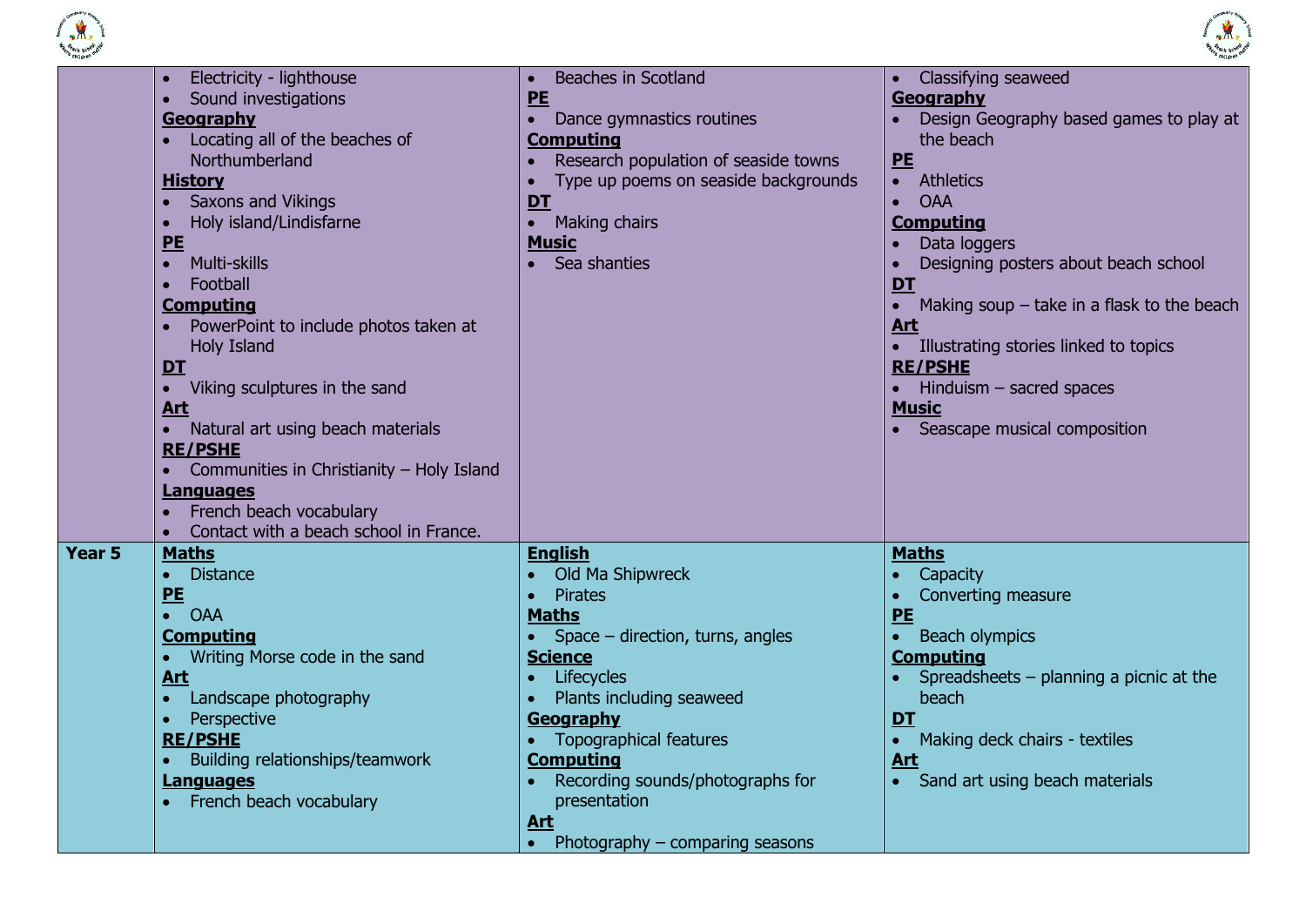| | | | |
|---|---|---|---|
| | • Electricity - lighthouse<br>• Sound investigations<br>**Geography**<br>• Locating all of the beaches of Northumberland<br>**History**<br>• Saxons and Vikings<br>• Holy island/Lindisfarne<br>**PE**<br>• Multi-skills<br>• Football<br>**Computing**<br>• PowerPoint to include photos taken at Holy Island<br>**DT**<br>• Viking sculptures in the sand<br>**Art**<br>• Natural art using beach materials<br>**RE/PSHE**<br>• Communities in Christianity – Holy Island<br>**Languages**<br>• French beach vocabulary<br>• Contact with a beach school in France. | • Beaches in Scotland<br>**PE**<br>• Dance gymnastics routines<br>**Computing**<br>• Research population of seaside towns<br>• Type up poems on seaside backgrounds<br>**DT**<br>• Making chairs<br>**Music**<br>• Sea shanties | • Classifying seaweed<br>**Geography**<br>• Design Geography based games to play at the beach<br>**PE**<br>• Athletics<br>• OAA<br>**Computing**<br>• Data loggers<br>• Designing posters about beach school<br>**DT**<br>• Making soup – take in a flask to the beach<br>**Art**<br>• Illustrating stories linked to topics<br>**RE/PSHE**<br>• Hinduism – sacred spaces<br>**Music**<br>• Seascape musical composition |
| **Year 5** | **Maths**<br>• Distance<br>**PE**<br>• OAA<br>**Computing**<br>• Writing Morse code in the sand<br>**Art**<br>• Landscape photography<br>• Perspective<br>**RE/PSHE**<br>• Building relationships/teamwork<br>**Languages**<br>• French beach vocabulary | **English**<br>• Old Ma Shipwreck<br>• Pirates<br>**Maths**<br>• Space – direction, turns, angles<br>**Science**<br>• Lifecycles<br>• Plants including seaweed<br>**Geography**<br>• Topographical features<br>**Computing**<br>• Recording sounds/photographs for presentation<br>**Art**<br>• Photography – comparing seasons | **Maths**<br>• Capacity<br>• Converting measure<br>**PE**<br>• Beach olympics<br>**Computing**<br>• Spreadsheets – planning a picnic at the beach<br>**DT**<br>• Making deck chairs - textiles<br>**Art**<br>• Sand art using beach materials |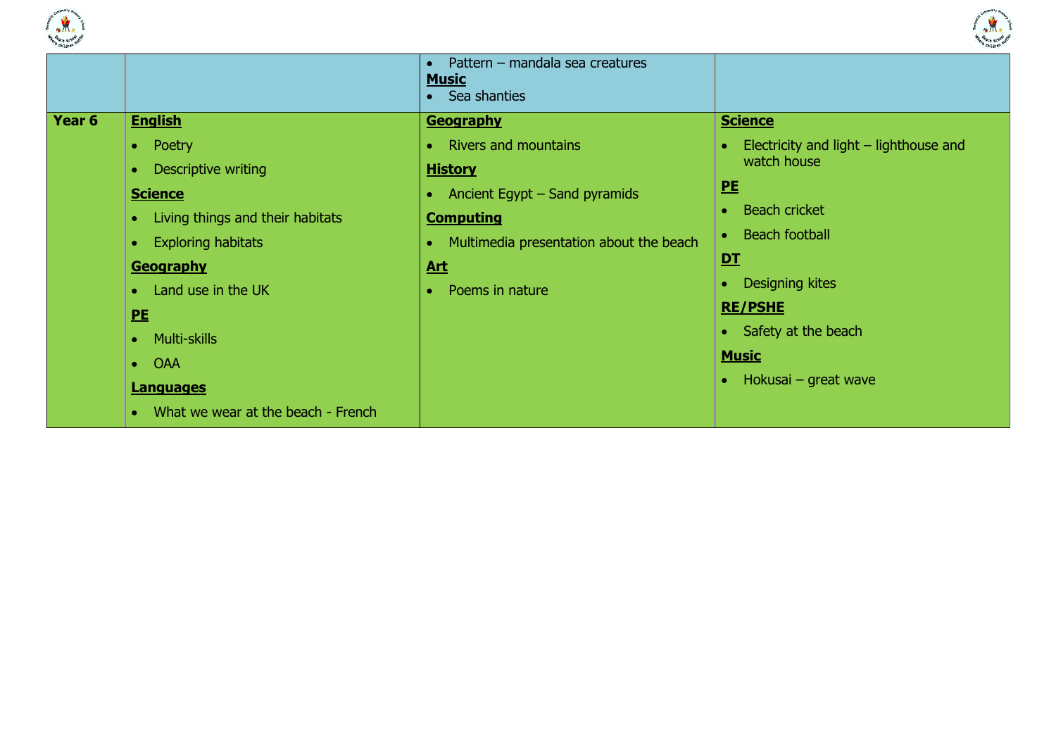| | | | |
|---|---|---|---|
| | | • Pattern – mandala sea creatures<br>**Music**<br>• Sea shanties | |
| **Year 6** | **English**<br>• Poetry<br>• Descriptive writing<br>**Science**<br>• Living things and their habitats<br>• Exploring habitats<br>**Geography**<br>• Land use in the UK<br>**PE**<br>• Multi-skills<br>• OAA<br>**Languages**<br>• What we wear at the beach - French | **Geography**<br>• Rivers and mountains<br>**History**<br>• Ancient Egypt – Sand pyramids<br>**Computing**<br>• Multimedia presentation about the beach<br>**Art**<br>• Poems in nature | **Science**<br>• Electricity and light – lighthouse and watch house<br>**PE**<br>• Beach cricket<br>• Beach football<br>**DT**<br>• Designing kites<br>**RE/PSHE**<br>• Safety at the beach<br>**Music**<br>• Hokusai – great wave |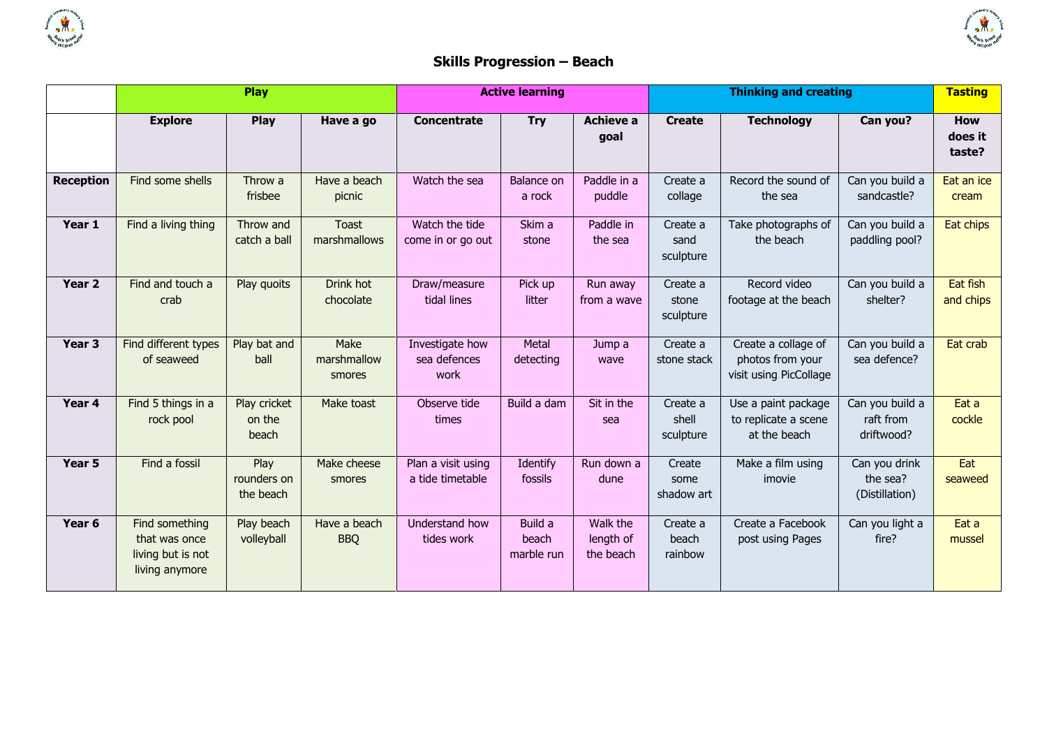# Skills Progression – Beach

| | Play | | | Active learning | | | Thinking and creating | | | Tasting |
|---|---|---|---|---|---|---|---|---|---|---|
| | **Explore** | **Play** | **Have a go** | **Concentrate** | **Try** | **Achieve a goal** | **Create** | **Technology** | **Can you?** | **How does it taste?** |
| **Reception** | Find some shells | Throw a frisbee | Have a beach picnic | Watch the sea | Balance on a rock | Paddle in a puddle | Create a collage | Record the sound of the sea | Can you build a sandcastle? | Eat an ice cream |
| **Year 1** | Find a living thing | Throw and catch a ball | Toast marshmallows | Watch the tide come in or go out | Skim a stone | Paddle in the sea | Create a sand sculpture | Take photographs of the beach | Can you build a paddling pool? | Eat chips |
| **Year 2** | Find and touch a crab | Play quoits | Drink hot chocolate | Draw/measure tidal lines | Pick up litter | Run away from a wave | Create a stone sculpture | Record video footage at the beach | Can you build a shelter? | Eat fish and chips |
| **Year 3** | Find different types of seaweed | Play bat and ball | Make marshmallow smores | Investigate how sea defences work | Metal detecting | Jump a wave | Create a stone stack | Create a collage of photos from your visit using PicCollage | Can you build a sea defence? | Eat crab |
| **Year 4** | Find 5 things in a rock pool | Play cricket on the beach | Make toast | Observe tide times | Build a dam | Sit in the sea | Create a shell sculpture | Use a paint package to replicate a scene at the beach | Can you build a raft from driftwood? | Eat a cockle |
| **Year 5** | Find a fossil | Play rounders on the beach | Make cheese smores | Plan a visit using a tide timetable | Identify fossils | Run down a dune | Create some shadow art | Make a film using imovie | Can you drink the sea? (Distillation) | Eat seaweed |
| **Year 6** | Find something that was once living but is not living anymore | Play beach volleyball | Have a beach BBQ | Understand how tides work | Build a beach marble run | Walk the length of the beach | Create a beach rainbow | Create a Facebook post using Pages | Can you light a fire? | Eat a mussel |